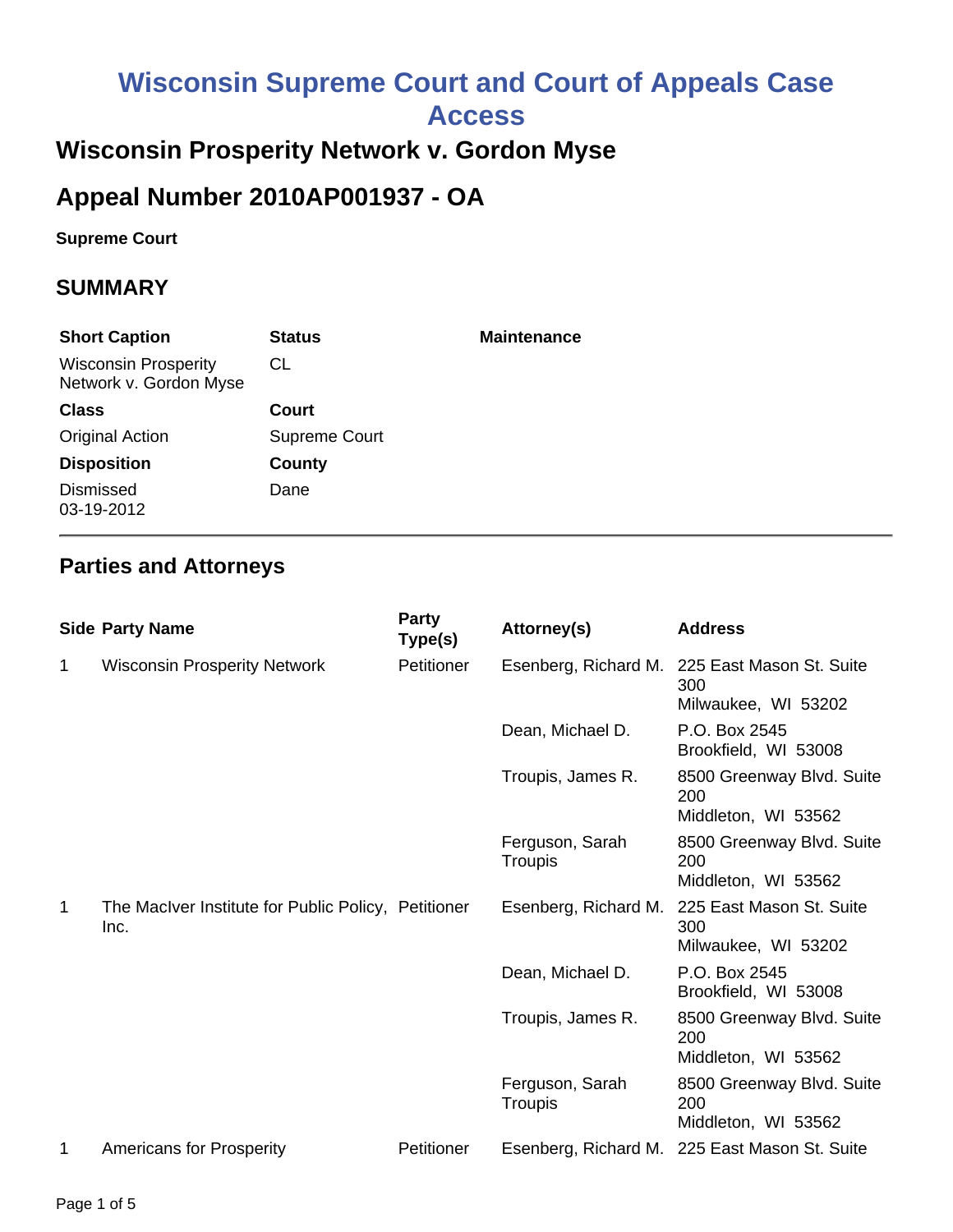# Wisconsin Supreme Court and Court of Appeals Case Access

## Wisconsin Prosperity Network v. Gordon Myse

## Appeal Number 2010AP001937 - OA

**Supreme Court**

## SUMMARY

| Short Caption | Status | Maintenance |
|---|---|---|
| Wisconsin Prosperity Network v. Gordon Myse | CL | |
| **Class** | **Court** | |
| Original Action | Supreme Court | |
| **Disposition** | **County** | |
| Dismissed 03-19-2012 | Dane | |

## Parties and Attorneys

| Side | Party Name | Party Type(s) | Attorney(s) | Address |
|---|---|---|---|---|
| 1 | Wisconsin Prosperity Network | Petitioner | Esenberg, Richard M. | 225 East Mason St. Suite 300 Milwaukee, WI 53202 |
| | | | Dean, Michael D. | P.O. Box 2545 Brookfield, WI 53008 |
| | | | Troupis, James R. | 8500 Greenway Blvd. Suite 200 Middleton, WI 53562 |
| | | | Ferguson, Sarah Troupis | 8500 Greenway Blvd. Suite 200 Middleton, WI 53562 |
| 1 | The MacIver Institute for Public Policy, Inc. | Petitioner | Esenberg, Richard M. | 225 East Mason St. Suite 300 Milwaukee, WI 53202 |
| | | | Dean, Michael D. | P.O. Box 2545 Brookfield, WI 53008 |
| | | | Troupis, James R. | 8500 Greenway Blvd. Suite 200 Middleton, WI 53562 |
| | | | Ferguson, Sarah Troupis | 8500 Greenway Blvd. Suite 200 Middleton, WI 53562 |
| 1 | Americans for Prosperity | Petitioner | Esenberg, Richard M. | 225 East Mason St. Suite |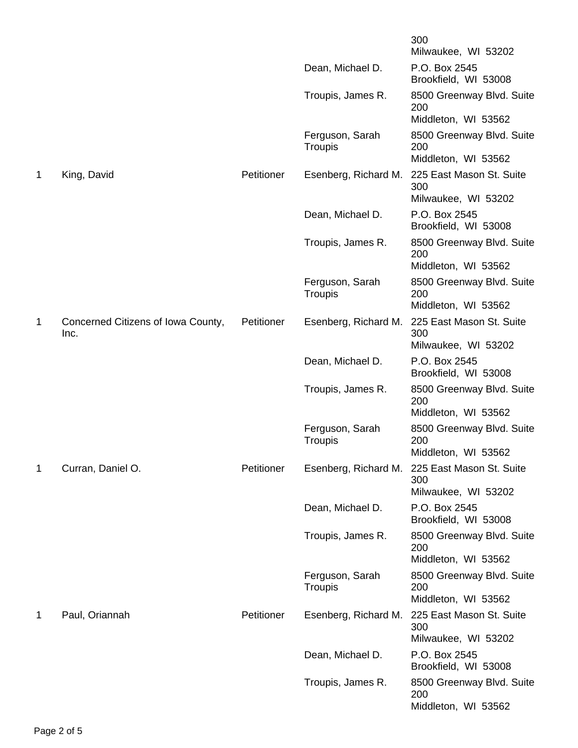| | | | | |
|---|---|---|---|---|
| | | | | 300<br>Milwaukee, WI 53202 |
| | | | Dean, Michael D. | P.O. Box 2545<br>Brookfield, WI 53008 |
| | | | Troupis, James R. | 8500 Greenway Blvd. Suite 200<br>Middleton, WI 53562 |
| | | | Ferguson, Sarah Troupis | 8500 Greenway Blvd. Suite 200<br>Middleton, WI 53562 |
| 1 | King, David | Petitioner | Esenberg, Richard M. | 225 East Mason St. Suite 300<br>Milwaukee, WI 53202 |
| | | | Dean, Michael D. | P.O. Box 2545<br>Brookfield, WI 53008 |
| | | | Troupis, James R. | 8500 Greenway Blvd. Suite 200<br>Middleton, WI 53562 |
| | | | Ferguson, Sarah Troupis | 8500 Greenway Blvd. Suite 200<br>Middleton, WI 53562 |
| 1 | Concerned Citizens of Iowa County, Inc. | Petitioner | Esenberg, Richard M. | 225 East Mason St. Suite 300<br>Milwaukee, WI 53202 |
| | | | Dean, Michael D. | P.O. Box 2545<br>Brookfield, WI 53008 |
| | | | Troupis, James R. | 8500 Greenway Blvd. Suite 200<br>Middleton, WI 53562 |
| | | | Ferguson, Sarah Troupis | 8500 Greenway Blvd. Suite 200<br>Middleton, WI 53562 |
| 1 | Curran, Daniel O. | Petitioner | Esenberg, Richard M. | 225 East Mason St. Suite 300<br>Milwaukee, WI 53202 |
| | | | Dean, Michael D. | P.O. Box 2545<br>Brookfield, WI 53008 |
| | | | Troupis, James R. | 8500 Greenway Blvd. Suite 200<br>Middleton, WI 53562 |
| | | | Ferguson, Sarah Troupis | 8500 Greenway Blvd. Suite 200<br>Middleton, WI 53562 |
| 1 | Paul, Oriannah | Petitioner | Esenberg, Richard M. | 225 East Mason St. Suite 300<br>Milwaukee, WI 53202 |
| | | | Dean, Michael D. | P.O. Box 2545<br>Brookfield, WI 53008 |
| | | | Troupis, James R. | 8500 Greenway Blvd. Suite 200<br>Middleton, WI 53562 |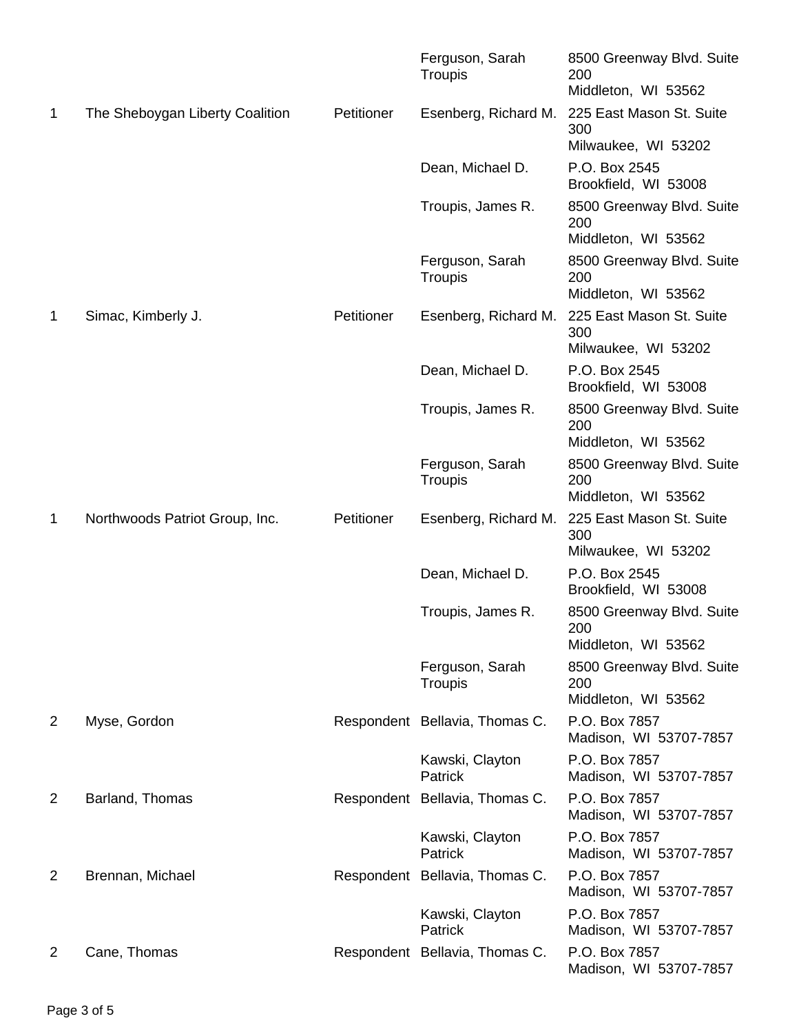| | | | | |
|---|---|---|---|---|
| | | | Ferguson, Sarah Troupis | 8500 Greenway Blvd. Suite 200<br>Middleton, WI 53562 |
| 1 | The Sheboygan Liberty Coalition | Petitioner | Esenberg, Richard M. | 225 East Mason St. Suite 300<br>Milwaukee, WI 53202 |
| | | | Dean, Michael D. | P.O. Box 2545<br>Brookfield, WI 53008 |
| | | | Troupis, James R. | 8500 Greenway Blvd. Suite 200<br>Middleton, WI 53562 |
| | | | Ferguson, Sarah Troupis | 8500 Greenway Blvd. Suite 200<br>Middleton, WI 53562 |
| 1 | Simac, Kimberly J. | Petitioner | Esenberg, Richard M. | 225 East Mason St. Suite 300<br>Milwaukee, WI 53202 |
| | | | Dean, Michael D. | P.O. Box 2545<br>Brookfield, WI 53008 |
| | | | Troupis, James R. | 8500 Greenway Blvd. Suite 200<br>Middleton, WI 53562 |
| | | | Ferguson, Sarah Troupis | 8500 Greenway Blvd. Suite 200<br>Middleton, WI 53562 |
| 1 | Northwoods Patriot Group, Inc. | Petitioner | Esenberg, Richard M. | 225 East Mason St. Suite 300<br>Milwaukee, WI 53202 |
| | | | Dean, Michael D. | P.O. Box 2545<br>Brookfield, WI 53008 |
| | | | Troupis, James R. | 8500 Greenway Blvd. Suite 200<br>Middleton, WI 53562 |
| | | | Ferguson, Sarah Troupis | 8500 Greenway Blvd. Suite 200<br>Middleton, WI 53562 |
| 2 | Myse, Gordon | Respondent | Bellavia, Thomas C. | P.O. Box 7857<br>Madison, WI 53707-7857 |
| | | | Kawski, Clayton Patrick | P.O. Box 7857<br>Madison, WI 53707-7857 |
| 2 | Barland, Thomas | Respondent | Bellavia, Thomas C. | P.O. Box 7857<br>Madison, WI 53707-7857 |
| | | | Kawski, Clayton Patrick | P.O. Box 7857<br>Madison, WI 53707-7857 |
| 2 | Brennan, Michael | Respondent | Bellavia, Thomas C. | P.O. Box 7857<br>Madison, WI 53707-7857 |
| | | | Kawski, Clayton Patrick | P.O. Box 7857<br>Madison, WI 53707-7857 |
| 2 | Cane, Thomas | Respondent | Bellavia, Thomas C. | P.O. Box 7857<br>Madison, WI 53707-7857 |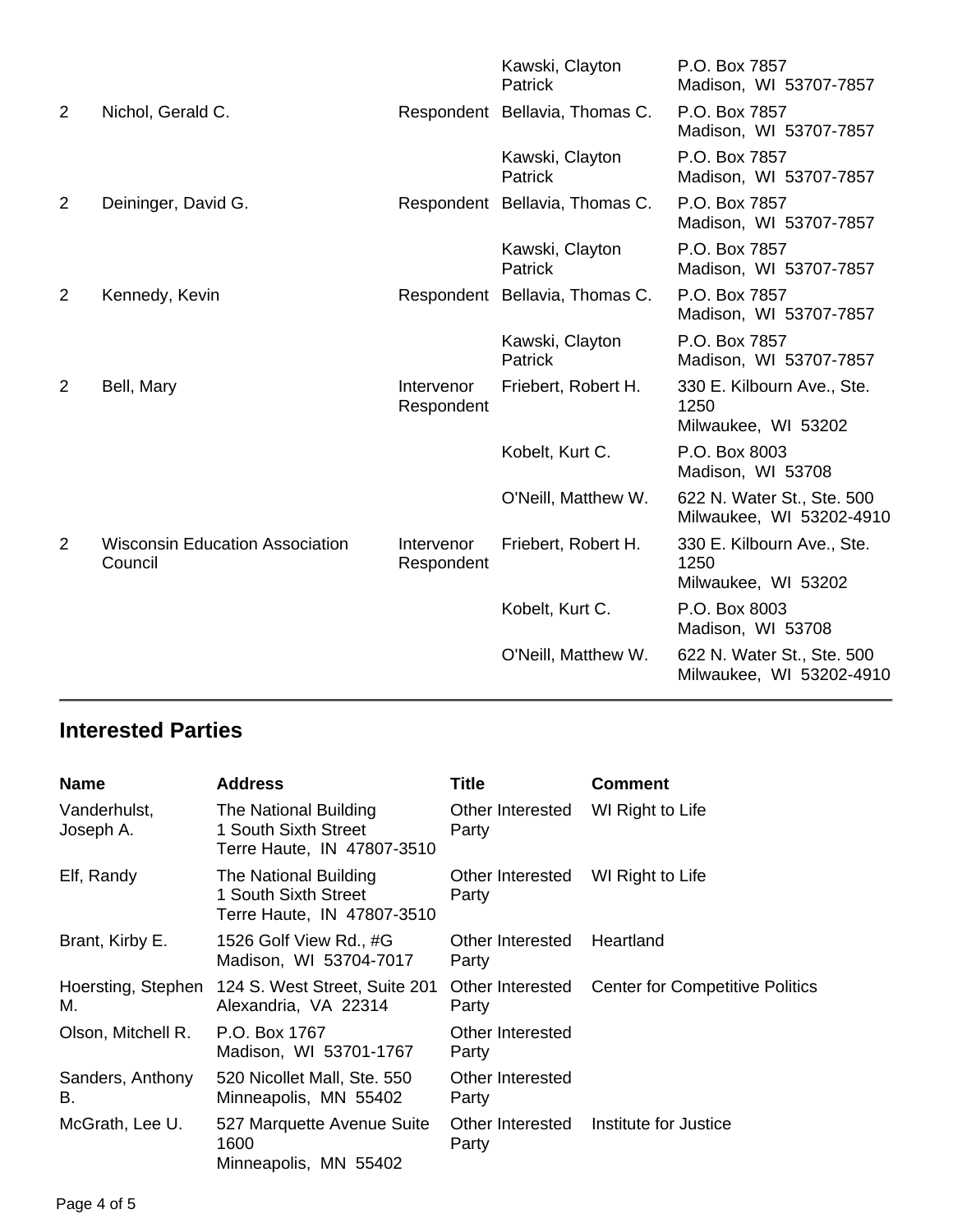| | | | | |
|---|---|---|---|---|
| | | | Kawski, Clayton Patrick | P.O. Box 7857<br>Madison, WI 53707-7857 |
| 2 | Nichol, Gerald C. | Respondent | Bellavia, Thomas C. | P.O. Box 7857<br>Madison, WI 53707-7857 |
| | | | Kawski, Clayton Patrick | P.O. Box 7857<br>Madison, WI 53707-7857 |
| 2 | Deininger, David G. | Respondent | Bellavia, Thomas C. | P.O. Box 7857<br>Madison, WI 53707-7857 |
| | | | Kawski, Clayton Patrick | P.O. Box 7857<br>Madison, WI 53707-7857 |
| 2 | Kennedy, Kevin | Respondent | Bellavia, Thomas C. | P.O. Box 7857<br>Madison, WI 53707-7857 |
| | | | Kawski, Clayton Patrick | P.O. Box 7857<br>Madison, WI 53707-7857 |
| 2 | Bell, Mary | Intervenor Respondent | Friebert, Robert H. | 330 E. Kilbourn Ave., Ste. 1250<br>Milwaukee, WI 53202 |
| | | | Kobelt, Kurt C. | P.O. Box 8003<br>Madison, WI 53708 |
| | | | O'Neill, Matthew W. | 622 N. Water St., Ste. 500<br>Milwaukee, WI 53202-4910 |
| 2 | Wisconsin Education Association Council | Intervenor Respondent | Friebert, Robert H. | 330 E. Kilbourn Ave., Ste. 1250<br>Milwaukee, WI 53202 |
| | | | Kobelt, Kurt C. | P.O. Box 8003<br>Madison, WI 53708 |
| | | | O'Neill, Matthew W. | 622 N. Water St., Ste. 500<br>Milwaukee, WI 53202-4910 |

## Interested Parties

| Name | Address | Title | Comment |
|---|---|---|---|
| Vanderhulst, Joseph A. | The National Building<br>1 South Sixth Street<br>Terre Haute, IN 47807-3510 | Other Interested Party | WI Right to Life |
| Elf, Randy | The National Building<br>1 South Sixth Street<br>Terre Haute, IN 47807-3510 | Other Interested Party | WI Right to Life |
| Brant, Kirby E. | 1526 Golf View Rd., #G<br>Madison, WI 53704-7017 | Other Interested Party | Heartland |
| Hoersting, Stephen M. | 124 S. West Street, Suite 201<br>Alexandria, VA 22314 | Other Interested Party | Center for Competitive Politics |
| Olson, Mitchell R. | P.O. Box 1767<br>Madison, WI 53701-1767 | Other Interested Party | |
| Sanders, Anthony B. | 520 Nicollet Mall, Ste. 550<br>Minneapolis, MN 55402 | Other Interested Party | |
| McGrath, Lee U. | 527 Marquette Avenue Suite 1600<br>Minneapolis, MN 55402 | Other Interested Party | Institute for Justice |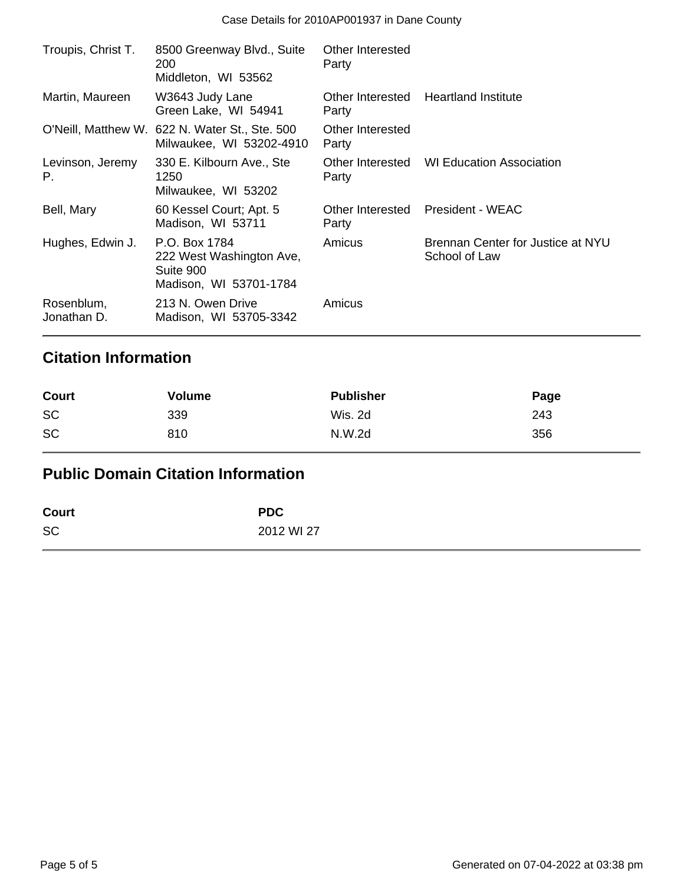| | | | |
|---|---|---|---|
| Troupis, Christ T. | 8500 Greenway Blvd., Suite 200<br>Middleton, WI 53562 | Other Interested Party | |
| Martin, Maureen | W3643 Judy Lane<br>Green Lake, WI 54941 | Other Interested Party | Heartland Institute |
| O'Neill, Matthew W. | 622 N. Water St., Ste. 500<br>Milwaukee, WI 53202-4910 | Other Interested Party | |
| Levinson, Jeremy P. | 330 E. Kilbourn Ave., Ste 1250<br>Milwaukee, WI 53202 | Other Interested Party | WI Education Association |
| Bell, Mary | 60 Kessel Court; Apt. 5<br>Madison, WI 53711 | Other Interested Party | President - WEAC |
| Hughes, Edwin J. | P.O. Box 1784<br>222 West Washington Ave, Suite 900<br>Madison, WI 53701-1784 | Amicus | Brennan Center for Justice at NYU School of Law |
| Rosenblum, Jonathan D. | 213 N. Owen Drive<br>Madison, WI 53705-3342 | Amicus | |

## Citation Information

| Court | Volume | Publisher | Page |
|---|---|---|---|
| SC | 339 | Wis. 2d | 243 |
| SC | 810 | N.W.2d | 356 |

## Public Domain Citation Information

| Court | PDC |
|---|---|
| SC | 2012 WI 27 |